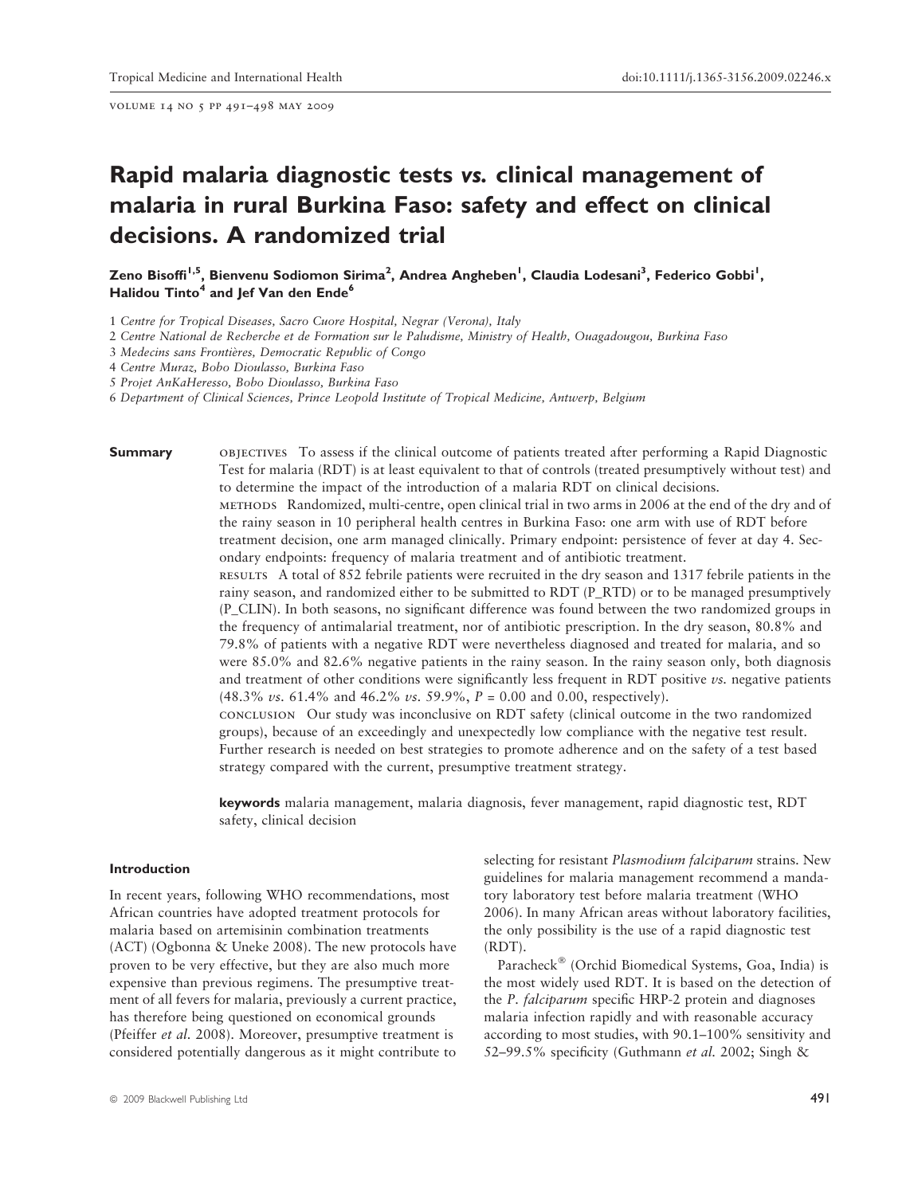# Rapid malaria diagnostic tests *vs.* clinical management of malaria in rural Burkina Faso: safety and effect on clinical decisions. A randomized trial

**Zeno Bisoffi[1,5], Bienvenu Sodiomon Sirima[2], Andrea Angheben[1], Claudia Lodesani[3], Federico Gobbi[1], Halidou Tinto[4] and Jef Van den Ende[6]**

1 *Centre for Tropical Diseases, Sacro Cuore Hospital, Negrar (Verona), Italy*
2 *Centre National de Recherche et de Formation sur le Paludisme, Ministry of Health, Ouagadougou, Burkina Faso*
3 *Medecins sans Frontières, Democratic Republic of Congo*
4 *Centre Muraz, Bobo Dioulasso, Burkina Faso*
5 *Projet AnKaHeresso, Bobo Dioulasso, Burkina Faso*
6 *Department of Clinical Sciences, Prince Leopold Institute of Tropical Medicine, Antwerp, Belgium*

**Summary**

OBJECTIVES To assess if the clinical outcome of patients treated after performing a Rapid Diagnostic Test for malaria (RDT) is at least equivalent to that of controls (treated presumptively without test) and to determine the impact of the introduction of a malaria RDT on clinical decisions.

METHODS Randomized, multi-centre, open clinical trial in two arms in 2006 at the end of the dry and of the rainy season in 10 peripheral health centres in Burkina Faso: one arm with use of RDT before treatment decision, one arm managed clinically. Primary endpoint: persistence of fever at day 4. Secondary endpoints: frequency of malaria treatment and of antibiotic treatment.

RESULTS A total of 852 febrile patients were recruited in the dry season and 1317 febrile patients in the rainy season, and randomized either to be submitted to RDT (P_RTD) or to be managed presumptively (P_CLIN). In both seasons, no significant difference was found between the two randomized groups in the frequency of antimalarial treatment, nor of antibiotic prescription. In the dry season, 80.8% and 79.8% of patients with a negative RDT were nevertheless diagnosed and treated for malaria, and so were 85.0% and 82.6% negative patients in the rainy season. In the rainy season only, both diagnosis and treatment of other conditions were significantly less frequent in RDT positive *vs.* negative patients (48.3% *vs.* 61.4% and 46.2% *vs.* 59.9%, $P = 0.00$ and 0.00, respectively).

CONCLUSION Our study was inconclusive on RDT safety (clinical outcome in the two randomized groups), because of an exceedingly and unexpectedly low compliance with the negative test result. Further research is needed on best strategies to promote adherence and on the safety of a test based strategy compared with the current, presumptive treatment strategy.

**keywords** malaria management, malaria diagnosis, fever management, rapid diagnostic test, RDT safety, clinical decision

## Introduction

In recent years, following WHO recommendations, most African countries have adopted treatment protocols for malaria based on artemisinin combination treatments (ACT) (Ogbonna & Uneke 2008). The new protocols have proven to be very effective, but they are also much more expensive than previous regimens. The presumptive treatment of all fevers for malaria, previously a current practice, has therefore being questioned on economical grounds (Pfeiffer *et al.* 2008). Moreover, presumptive treatment is considered potentially dangerous as it might contribute to selecting for resistant *Plasmodium falciparum* strains. New guidelines for malaria management recommend a mandatory laboratory test before malaria treatment (WHO 2006). In many African areas without laboratory facilities, the only possibility is the use of a rapid diagnostic test (RDT).

Paracheck® (Orchid Biomedical Systems, Goa, India) is the most widely used RDT. It is based on the detection of the *P. falciparum* specific HRP-2 protein and diagnoses malaria infection rapidly and with reasonable accuracy according to most studies, with 90.1–100% sensitivity and 52–99.5% specificity (Guthmann *et al.* 2002; Singh &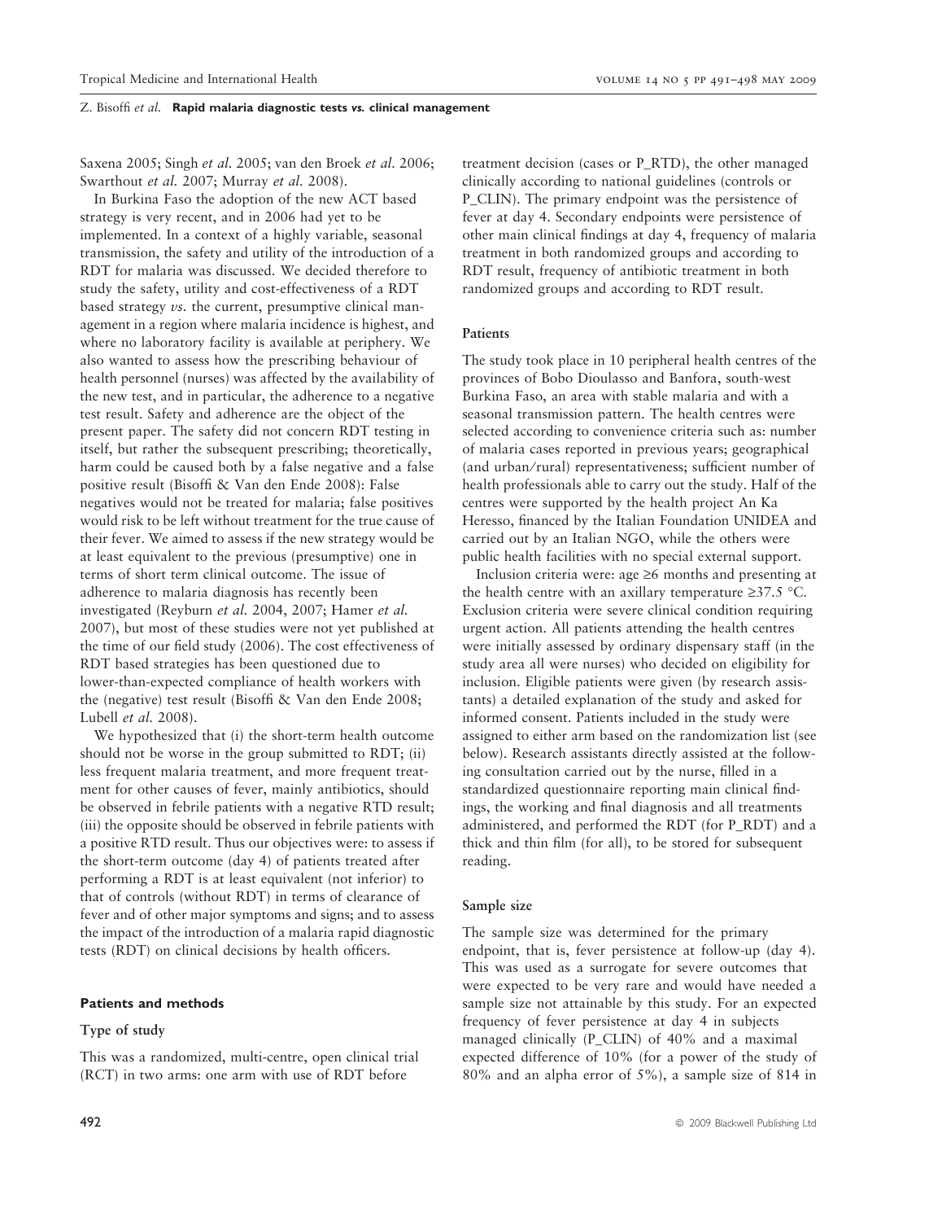Saxena 2005; Singh *et al.* 2005; van den Broek *et al.* 2006; Swarthout *et al.* 2007; Murray *et al.* 2008).

In Burkina Faso the adoption of the new ACT based strategy is very recent, and in 2006 had yet to be implemented. In a context of a highly variable, seasonal transmission, the safety and utility of the introduction of a RDT for malaria was discussed. We decided therefore to study the safety, utility and cost-effectiveness of a RDT based strategy *vs.* the current, presumptive clinical management in a region where malaria incidence is highest, and where no laboratory facility is available at periphery. We also wanted to assess how the prescribing behaviour of health personnel (nurses) was affected by the availability of the new test, and in particular, the adherence to a negative test result. Safety and adherence are the object of the present paper. The safety did not concern RDT testing in itself, but rather the subsequent prescribing; theoretically, harm could be caused both by a false negative and a false positive result (Bisoffi & Van den Ende 2008): False negatives would not be treated for malaria; false positives would risk to be left without treatment for the true cause of their fever. We aimed to assess if the new strategy would be at least equivalent to the previous (presumptive) one in terms of short term clinical outcome. The issue of adherence to malaria diagnosis has recently been investigated (Reyburn *et al.* 2004, 2007; Hamer *et al.* 2007), but most of these studies were not yet published at the time of our field study (2006). The cost effectiveness of RDT based strategies has been questioned due to lower-than-expected compliance of health workers with the (negative) test result (Bisoffi & Van den Ende 2008; Lubell *et al.* 2008).

We hypothesized that (i) the short-term health outcome should not be worse in the group submitted to RDT; (ii) less frequent malaria treatment, and more frequent treatment for other causes of fever, mainly antibiotics, should be observed in febrile patients with a negative RTD result; (iii) the opposite should be observed in febrile patients with a positive RTD result. Thus our objectives were: to assess if the short-term outcome (day 4) of patients treated after performing a RDT is at least equivalent (not inferior) to that of controls (without RDT) in terms of clearance of fever and of other major symptoms and signs; and to assess the impact of the introduction of a malaria rapid diagnostic tests (RDT) on clinical decisions by health officers.

## Patients and methods

### Type of study

This was a randomized, multi-centre, open clinical trial (RCT) in two arms: one arm with use of RDT before treatment decision (cases or P_RTD), the other managed clinically according to national guidelines (controls or P_CLIN). The primary endpoint was the persistence of fever at day 4. Secondary endpoints were persistence of other main clinical findings at day 4, frequency of malaria treatment in both randomized groups and according to RDT result, frequency of antibiotic treatment in both randomized groups and according to RDT result.

### Patients

The study took place in 10 peripheral health centres of the provinces of Bobo Dioulasso and Banfora, south-west Burkina Faso, an area with stable malaria and with a seasonal transmission pattern. The health centres were selected according to convenience criteria such as: number of malaria cases reported in previous years; geographical (and urban/rural) representativeness; sufficient number of health professionals able to carry out the study. Half of the centres were supported by the health project An Ka Heresso, financed by the Italian Foundation UNIDEA and carried out by an Italian NGO, while the others were public health facilities with no special external support.

Inclusion criteria were: age ≥6 months and presenting at the health centre with an axillary temperature ≥37.5 °C. Exclusion criteria were severe clinical condition requiring urgent action. All patients attending the health centres were initially assessed by ordinary dispensary staff (in the study area all were nurses) who decided on eligibility for inclusion. Eligible patients were given (by research assistants) a detailed explanation of the study and asked for informed consent. Patients included in the study were assigned to either arm based on the randomization list (see below). Research assistants directly assisted at the following consultation carried out by the nurse, filled in a standardized questionnaire reporting main clinical findings, the working and final diagnosis and all treatments administered, and performed the RDT (for P_RDT) and a thick and thin film (for all), to be stored for subsequent reading.

### Sample size

The sample size was determined for the primary endpoint, that is, fever persistence at follow-up (day 4). This was used as a surrogate for severe outcomes that were expected to be very rare and would have needed a sample size not attainable by this study. For an expected frequency of fever persistence at day 4 in subjects managed clinically (P_CLIN) of 40% and a maximal expected difference of 10% (for a power of the study of 80% and an alpha error of 5%), a sample size of 814 in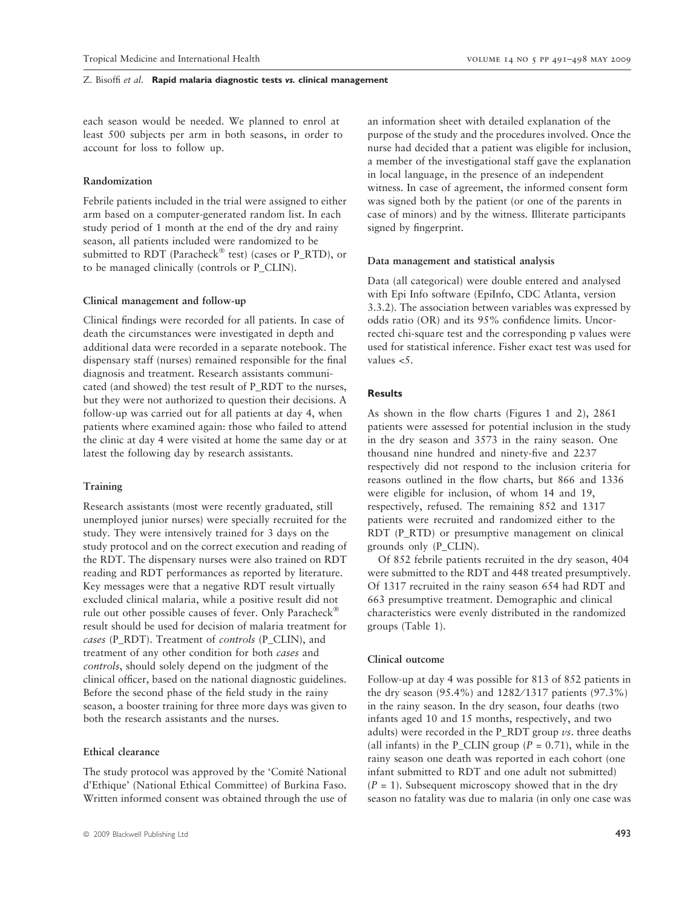each season would be needed. We planned to enrol at least 500 subjects per arm in both seasons, in order to account for loss to follow up.

### Randomization

Febrile patients included in the trial were assigned to either arm based on a computer-generated random list. In each study period of 1 month at the end of the dry and rainy season, all patients included were randomized to be submitted to RDT (Paracheck® test) (cases or P_RTD), or to be managed clinically (controls or P_CLIN).

### Clinical management and follow-up

Clinical findings were recorded for all patients. In case of death the circumstances were investigated in depth and additional data were recorded in a separate notebook. The dispensary staff (nurses) remained responsible for the final diagnosis and treatment. Research assistants communicated (and showed) the test result of P_RDT to the nurses, but they were not authorized to question their decisions. A follow-up was carried out for all patients at day 4, when patients where examined again: those who failed to attend the clinic at day 4 were visited at home the same day or at latest the following day by research assistants.

### Training

Research assistants (most were recently graduated, still unemployed junior nurses) were specially recruited for the study. They were intensively trained for 3 days on the study protocol and on the correct execution and reading of the RDT. The dispensary nurses were also trained on RDT reading and RDT performances as reported by literature. Key messages were that a negative RDT result virtually excluded clinical malaria, while a positive result did not rule out other possible causes of fever. Only Paracheck® result should be used for decision of malaria treatment for *cases* (P_RDT). Treatment of *controls* (P_CLIN), and treatment of any other condition for both *cases* and *controls*, should solely depend on the judgment of the clinical officer, based on the national diagnostic guidelines. Before the second phase of the field study in the rainy season, a booster training for three more days was given to both the research assistants and the nurses.

### Ethical clearance

The study protocol was approved by the 'Comité National d'Ethique' (National Ethical Committee) of Burkina Faso. Written informed consent was obtained through the use of an information sheet with detailed explanation of the purpose of the study and the procedures involved. Once the nurse had decided that a patient was eligible for inclusion, a member of the investigational staff gave the explanation in local language, in the presence of an independent witness. In case of agreement, the informed consent form was signed both by the patient (or one of the parents in case of minors) and by the witness. Illiterate participants signed by fingerprint.

### Data management and statistical analysis

Data (all categorical) were double entered and analysed with Epi Info software (EpiInfo, CDC Atlanta, version 3.3.2). The association between variables was expressed by odds ratio (OR) and its 95% confidence limits. Uncorrected chi-square test and the corresponding p values were used for statistical inference. Fisher exact test was used for values <5.

## Results

As shown in the flow charts (Figures 1 and 2), 2861 patients were assessed for potential inclusion in the study in the dry season and 3573 in the rainy season. One thousand nine hundred and ninety-five and 2237 respectively did not respond to the inclusion criteria for reasons outlined in the flow charts, but 866 and 1336 were eligible for inclusion, of whom 14 and 19, respectively, refused. The remaining 852 and 1317 patients were recruited and randomized either to the RDT (P_RTD) or presumptive management on clinical grounds only (P_CLIN).

Of 852 febrile patients recruited in the dry season, 404 were submitted to the RDT and 448 treated presumptively. Of 1317 recruited in the rainy season 654 had RDT and 663 presumptive treatment. Demographic and clinical characteristics were evenly distributed in the randomized groups (Table 1).

### Clinical outcome

Follow-up at day 4 was possible for 813 of 852 patients in the dry season (95.4%) and 1282/1317 patients (97.3%) in the rainy season. In the dry season, four deaths (two infants aged 10 and 15 months, respectively, and two adults) were recorded in the P_RDT group *vs.* three deaths (all infants) in the P_CLIN group ($P = 0.71$), while in the rainy season one death was reported in each cohort (one infant submitted to RDT and one adult not submitted) ($P = 1$). Subsequent microscopy showed that in the dry season no fatality was due to malaria (in only one case was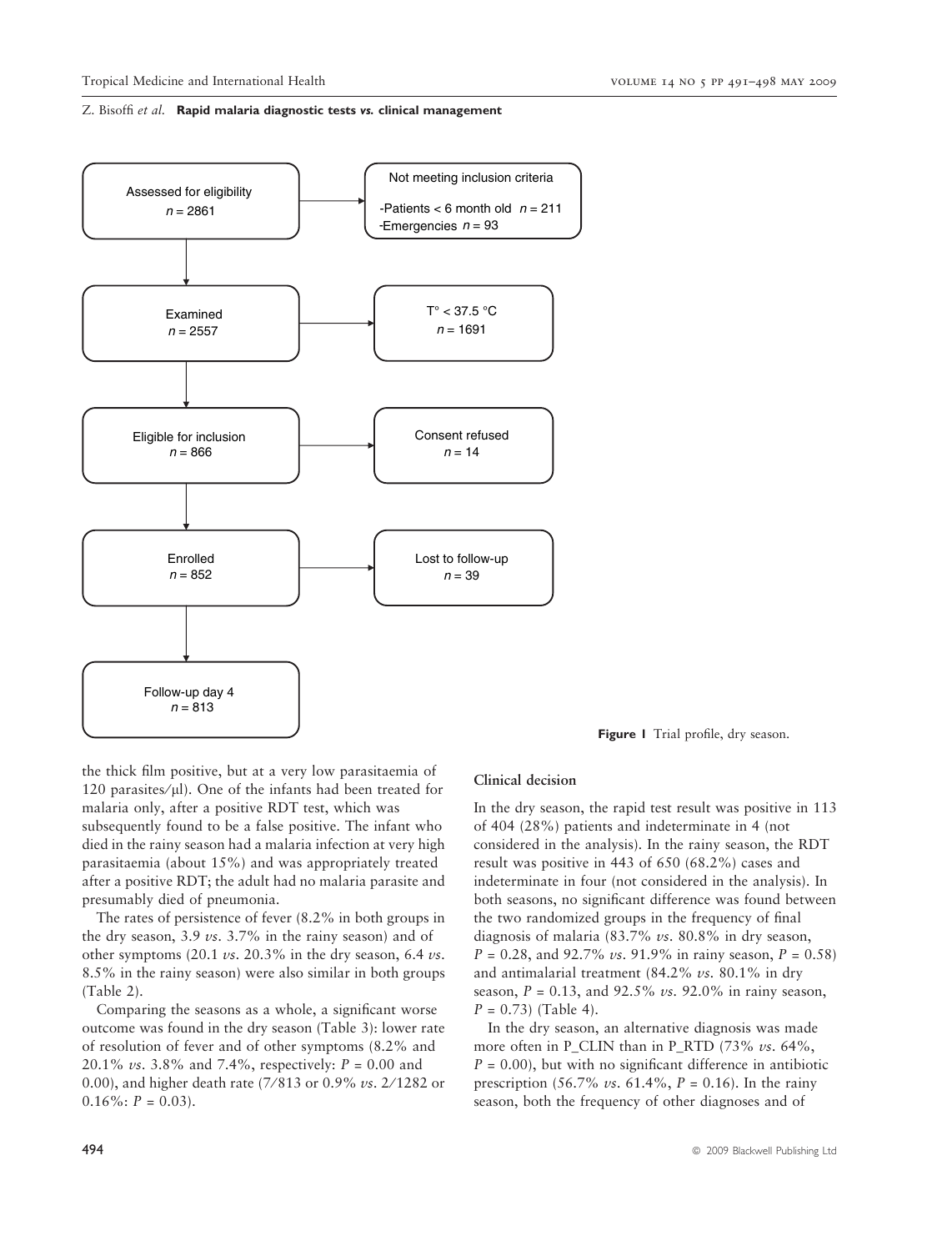Assessed for eligibility
$n = 2861$

Not meeting inclusion criteria
- Patients < 6 month old $n = 211$
- Emergencies $n = 93$

Examined
$n = 2557$

T° < 37.5 °C
$n = 1691$

Eligible for inclusion
$n = 866$

Consent refused
$n = 14$

Enrolled
$n = 852$

Lost to follow-up
$n = 39$

Follow-up day 4
$n = 813$

**Figure 1** Trial profile, dry season.

the thick film positive, but at a very low parasitaemia of 120 parasites/μl). One of the infants had been treated for malaria only, after a positive RDT test, which was subsequently found to be a false positive. The infant who died in the rainy season had a malaria infection at very high parasitaemia (about 15%) and was appropriately treated after a positive RDT; the adult had no malaria parasite and presumably died of pneumonia.

The rates of persistence of fever (8.2% in both groups in the dry season, 3.9 *vs*. 3.7% in the rainy season) and of other symptoms (20.1 *vs*. 20.3% in the dry season, 6.4 *vs*. 8.5% in the rainy season) were also similar in both groups (Table 2).

Comparing the seasons as a whole, a significant worse outcome was found in the dry season (Table 3): lower rate of resolution of fever and of other symptoms (8.2% and 20.1% *vs*. 3.8% and 7.4%, respectively: $P = 0.00$ and 0.00), and higher death rate (7/813 or 0.9% *vs*. 2/1282 or 0.16%: $P = 0.03$).

### Clinical decision

In the dry season, the rapid test result was positive in 113 of 404 (28%) patients and indeterminate in 4 (not considered in the analysis). In the rainy season, the RDT result was positive in 443 of 650 (68.2%) cases and indeterminate in four (not considered in the analysis). In both seasons, no significant difference was found between the two randomized groups in the frequency of final diagnosis of malaria (83.7% *vs*. 80.8% in dry season, $P = 0.28$, and 92.7% *vs*. 91.9% in rainy season, $P = 0.58$) and antimalarial treatment (84.2% *vs*. 80.1% in dry season, $P = 0.13$, and 92.5% *vs*. 92.0% in rainy season, $P = 0.73$) (Table 4).

In the dry season, an alternative diagnosis was made more often in P_CLIN than in P_RTD (73% *vs*. 64%, $P = 0.00$), but with no significant difference in antibiotic prescription (56.7% *vs*. 61.4%, $P = 0.16$). In the rainy season, both the frequency of other diagnoses and of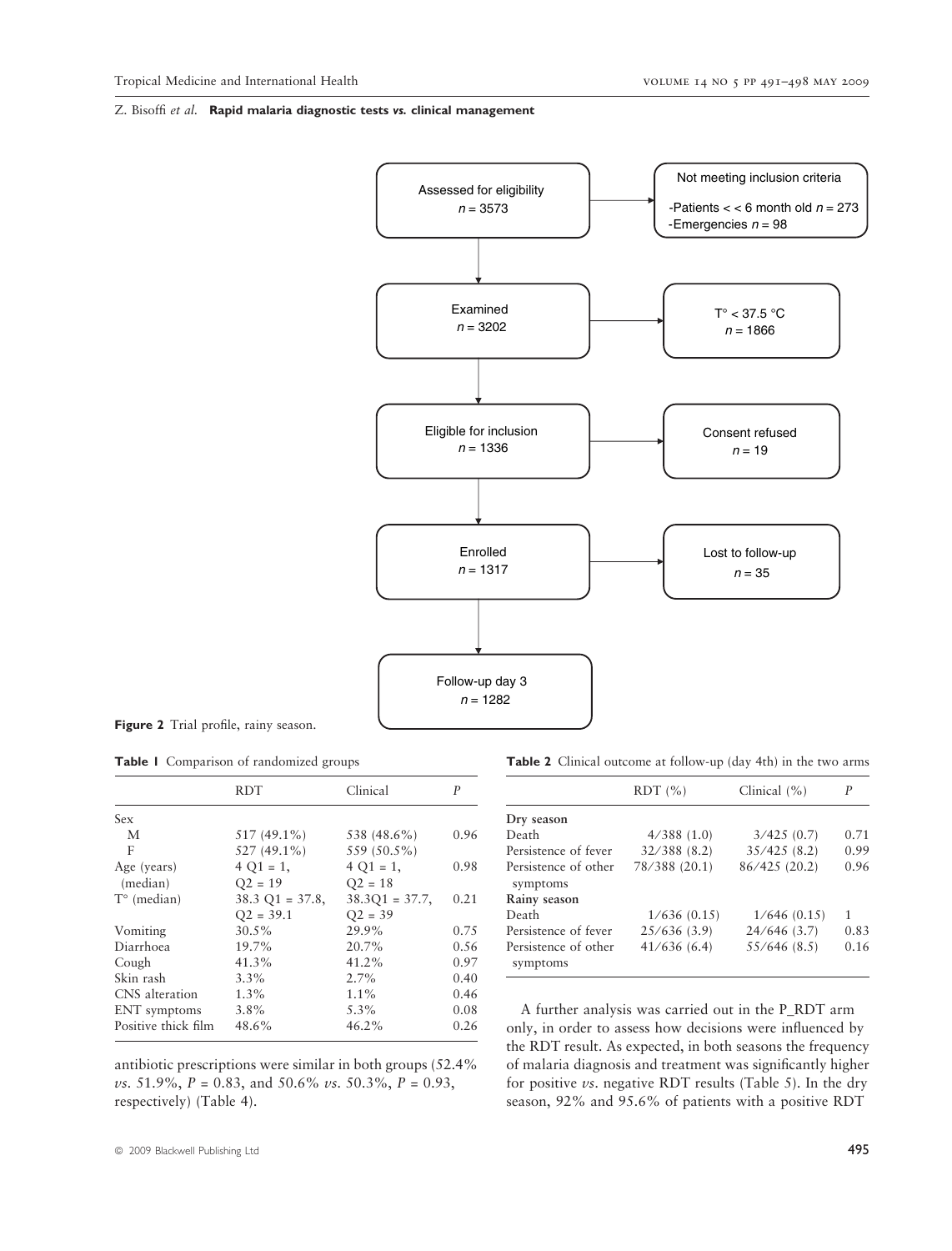Assessed for eligibility
$n = 3573$

Not meeting inclusion criteria

- Patients < < 6 month old $n = 273$
- Emergencies $n = 98$

Examined
$n = 3202$

T° < 37.5 °C
$n = 1866$

Eligible for inclusion
$n = 1336$

Consent refused
$n = 19$

Enrolled
$n = 1317$

Lost to follow-up
$n = 35$

Follow-up day 3
$n = 1282$

**Figure 2** Trial profile, rainy season.

**Table 1** Comparison of randomized groups

| | RDT | Clinical | *P* |
|---|---|---|---|
| Sex | | | |
| M | 517 (49.1%) | 538 (48.6%) | 0.96 |
| F | 527 (49.1%) | 559 (50.5%) | |
| Age (years) (median) | 4 Q1 = 1, Q2 = 19 | 4 Q1 = 1, Q2 = 18 | 0.98 |
| T° (median) | 38.3 Q1 = 37.8, Q2 = 39.1 | 38.3Q1 = 37.7, Q2 = 39 | 0.21 |
| Vomiting | 30.5% | 29.9% | 0.75 |
| Diarrhoea | 19.7% | 20.7% | 0.56 |
| Cough | 41.3% | 41.2% | 0.97 |
| Skin rash | 3.3% | 2.7% | 0.40 |
| CNS alteration | 1.3% | 1.1% | 0.46 |
| ENT symptoms | 3.8% | 5.3% | 0.08 |
| Positive thick film | 48.6% | 46.2% | 0.26 |

antibiotic prescriptions were similar in both groups (52.4% *vs*. 51.9%, $P = 0.83$, and 50.6% *vs*. 50.3%, $P = 0.93$, respectively) (Table 4).

**Table 2** Clinical outcome at follow-up (day 4th) in the two arms

| | RDT (%) | Clinical (%) | *P* |
|---|---|---|---|
| **Dry season** | | | |
| Death | 4/388 (1.0) | 3/425 (0.7) | 0.71 |
| Persistence of fever | 32/388 (8.2) | 35/425 (8.2) | 0.99 |
| Persistence of other symptoms | 78/388 (20.1) | 86/425 (20.2) | 0.96 |
| **Rainy season** | | | |
| Death | 1/636 (0.15) | 1/646 (0.15) | 1 |
| Persistence of fever | 25/636 (3.9) | 24/646 (3.7) | 0.83 |
| Persistence of other symptoms | 41/636 (6.4) | 55/646 (8.5) | 0.16 |

A further analysis was carried out in the P_RDT arm only, in order to assess how decisions were influenced by the RDT result. As expected, in both seasons the frequency of malaria diagnosis and treatment was significantly higher for positive *vs*. negative RDT results (Table 5). In the dry season, 92% and 95.6% of patients with a positive RDT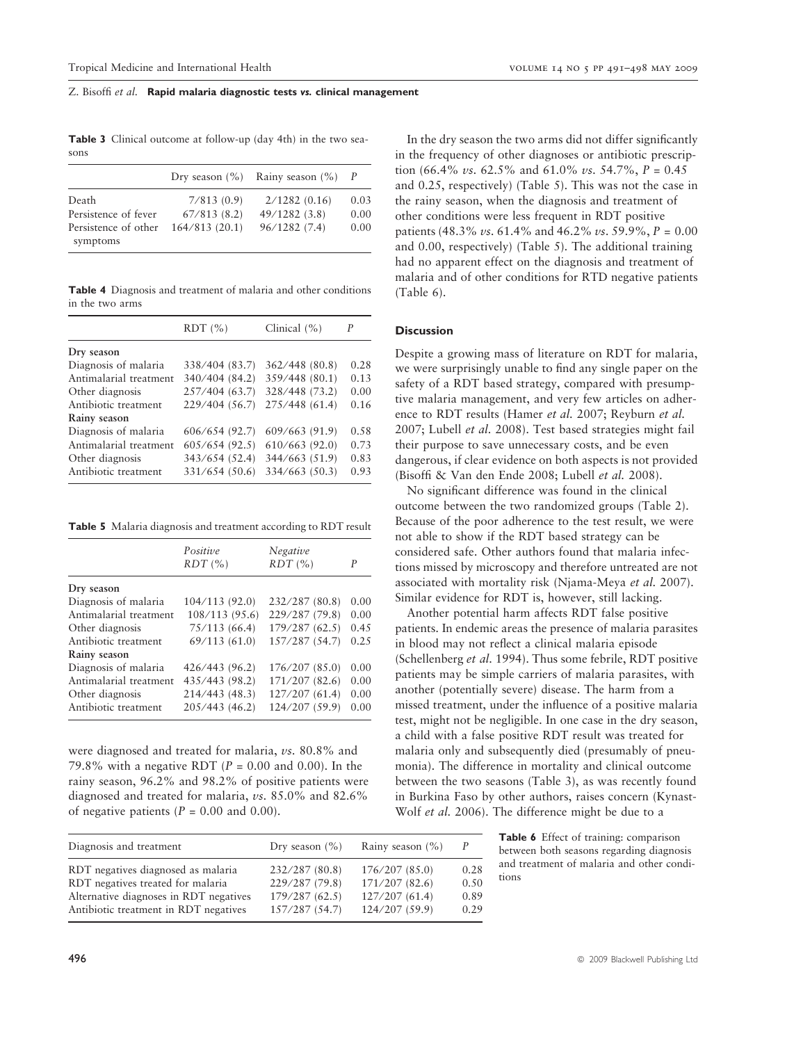**Table 3** Clinical outcome at follow-up (day 4th) in the two seasons

| | Dry season (%) | Rainy season (%) | P |
|---|---|---|---|
| Death | 7/813 (0.9) | 2/1282 (0.16) | 0.03 |
| Persistence of fever | 67/813 (8.2) | 49/1282 (3.8) | 0.00 |
| Persistence of other symptoms | 164/813 (20.1) | 96/1282 (7.4) | 0.00 |

**Table 4** Diagnosis and treatment of malaria and other conditions in the two arms

| | RDT (%) | Clinical (%) | P |
|---|---|---|---|
| **Dry season** | | | |
| Diagnosis of malaria | 338/404 (83.7) | 362/448 (80.8) | 0.28 |
| Antimalarial treatment | 340/404 (84.2) | 359/448 (80.1) | 0.13 |
| Other diagnosis | 257/404 (63.7) | 328/448 (73.2) | 0.00 |
| Antibiotic treatment | 229/404 (56.7) | 275/448 (61.4) | 0.16 |
| **Rainy season** | | | |
| Diagnosis of malaria | 606/654 (92.7) | 609/663 (91.9) | 0.58 |
| Antimalarial treatment | 605/654 (92.5) | 610/663 (92.0) | 0.73 |
| Other diagnosis | 343/654 (52.4) | 344/663 (51.9) | 0.83 |
| Antibiotic treatment | 331/654 (50.6) | 334/663 (50.3) | 0.93 |

**Table 5** Malaria diagnosis and treatment according to RDT result

| | *Positive RDT* (%) | *Negative RDT* (%) | P |
|---|---|---|---|
| **Dry season** | | | |
| Diagnosis of malaria | 104/113 (92.0) | 232/287 (80.8) | 0.00 |
| Antimalarial treatment | 108/113 (95.6) | 229/287 (79.8) | 0.00 |
| Other diagnosis | 75/113 (66.4) | 179/287 (62.5) | 0.45 |
| Antibiotic treatment | 69/113 (61.0) | 157/287 (54.7) | 0.25 |
| **Rainy season** | | | |
| Diagnosis of malaria | 426/443 (96.2) | 176/207 (85.0) | 0.00 |
| Antimalarial treatment | 435/443 (98.2) | 171/207 (82.6) | 0.00 |
| Other diagnosis | 214/443 (48.3) | 127/207 (61.4) | 0.00 |
| Antibiotic treatment | 205/443 (46.2) | 124/207 (59.9) | 0.00 |

were diagnosed and treated for malaria, *vs.* 80.8% and 79.8% with a negative RDT ($P = 0.00$ and 0.00). In the rainy season, 96.2% and 98.2% of positive patients were diagnosed and treated for malaria, *vs.* 85.0% and 82.6% of negative patients ($P = 0.00$ and 0.00).

In the dry season the two arms did not differ significantly in the frequency of other diagnoses or antibiotic prescription (66.4% *vs.* 62.5% and 61.0% *vs.* 54.7%, $P = 0.45$ and 0.25, respectively) (Table 5). This was not the case in the rainy season, when the diagnosis and treatment of other conditions were less frequent in RDT positive patients (48.3% *vs.* 61.4% and 46.2% *vs.* 59.9%, $P = 0.00$ and 0.00, respectively) (Table 5). The additional training had no apparent effect on the diagnosis and treatment of malaria and of other conditions for RTD negative patients (Table 6).

**Table 6** Effect of training: comparison between both seasons regarding diagnosis and treatment of malaria and other conditions

| Diagnosis and treatment | Dry season (%) | Rainy season (%) | P |
|---|---|---|---|
| RDT negatives diagnosed as malaria | 232/287 (80.8) | 176/207 (85.0) | 0.28 |
| RDT negatives treated for malaria | 229/287 (79.8) | 171/207 (82.6) | 0.50 |
| Alternative diagnoses in RDT negatives | 179/287 (62.5) | 127/207 (61.4) | 0.89 |
| Antibiotic treatment in RDT negatives | 157/287 (54.7) | 124/207 (59.9) | 0.29 |

## Discussion

Despite a growing mass of literature on RDT for malaria, we were surprisingly unable to find any single paper on the safety of a RDT based strategy, compared with presumptive malaria management, and very few articles on adherence to RDT results (Hamer *et al.* 2007; Reyburn *et al.* 2007; Lubell *et al.* 2008). Test based strategies might fail their purpose to save unnecessary costs, and be even dangerous, if clear evidence on both aspects is not provided (Bisoffi & Van den Ende 2008; Lubell *et al.* 2008).

No significant difference was found in the clinical outcome between the two randomized groups (Table 2). Because of the poor adherence to the test result, we were not able to show if the RDT based strategy can be considered safe. Other authors found that malaria infections missed by microscopy and therefore untreated are not associated with mortality risk (Njama-Meya *et al.* 2007). Similar evidence for RDT is, however, still lacking.

Another potential harm affects RDT false positive patients. In endemic areas the presence of malaria parasites in blood may not reflect a clinical malaria episode (Schellenberg *et al.* 1994). Thus some febrile, RDT positive patients may be simple carriers of malaria parasites, with another (potentially severe) disease. The harm from a missed treatment, under the influence of a positive malaria test, might not be negligible. In one case in the dry season, a child with a false positive RDT result was treated for malaria only and subsequently died (presumably of pneumonia). The difference in mortality and clinical outcome between the two seasons (Table 3), as was recently found in Burkina Faso by other authors, raises concern (Kynast-Wolf *et al.* 2006). The difference might be due to a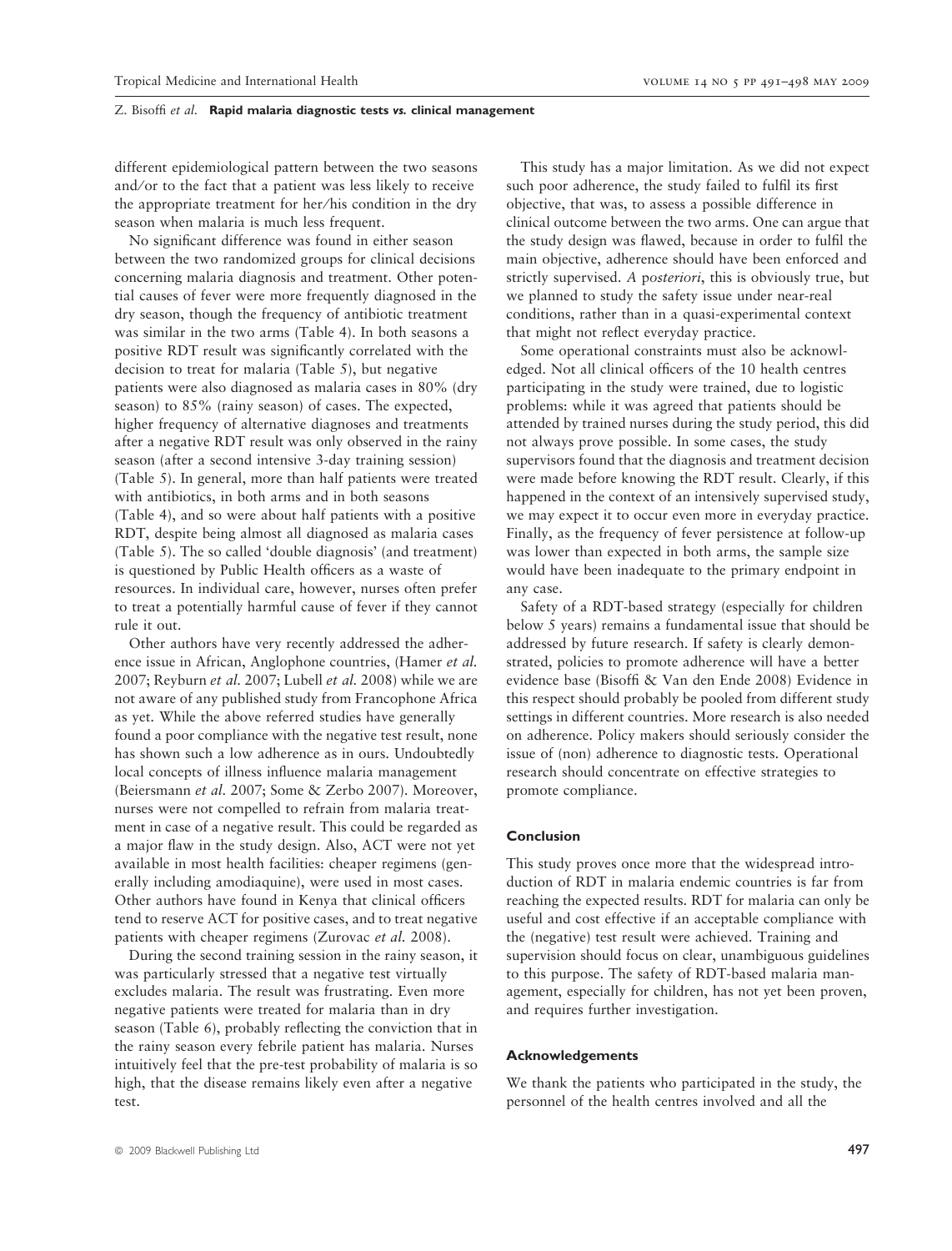different epidemiological pattern between the two seasons and/or to the fact that a patient was less likely to receive the appropriate treatment for her/his condition in the dry season when malaria is much less frequent.

No significant difference was found in either season between the two randomized groups for clinical decisions concerning malaria diagnosis and treatment. Other potential causes of fever were more frequently diagnosed in the dry season, though the frequency of antibiotic treatment was similar in the two arms (Table 4). In both seasons a positive RDT result was significantly correlated with the decision to treat for malaria (Table 5), but negative patients were also diagnosed as malaria cases in 80% (dry season) to 85% (rainy season) of cases. The expected, higher frequency of alternative diagnoses and treatments after a negative RDT result was only observed in the rainy season (after a second intensive 3-day training session) (Table 5). In general, more than half patients were treated with antibiotics, in both arms and in both seasons (Table 4), and so were about half patients with a positive RDT, despite being almost all diagnosed as malaria cases (Table 5). The so called 'double diagnosis' (and treatment) is questioned by Public Health officers as a waste of resources. In individual care, however, nurses often prefer to treat a potentially harmful cause of fever if they cannot rule it out.

Other authors have very recently addressed the adherence issue in African, Anglophone countries, (Hamer *et al.* 2007; Reyburn *et al.* 2007; Lubell *et al.* 2008) while we are not aware of any published study from Francophone Africa as yet. While the above referred studies have generally found a poor compliance with the negative test result, none has shown such a low adherence as in ours. Undoubtedly local concepts of illness influence malaria management (Beiersmann *et al.* 2007; Some & Zerbo 2007). Moreover, nurses were not compelled to refrain from malaria treatment in case of a negative result. This could be regarded as a major flaw in the study design. Also, ACT were not yet available in most health facilities: cheaper regimens (generally including amodiaquine), were used in most cases. Other authors have found in Kenya that clinical officers tend to reserve ACT for positive cases, and to treat negative patients with cheaper regimens (Zurovac *et al.* 2008).

During the second training session in the rainy season, it was particularly stressed that a negative test virtually excludes malaria. The result was frustrating. Even more negative patients were treated for malaria than in dry season (Table 6), probably reflecting the conviction that in the rainy season every febrile patient has malaria. Nurses intuitively feel that the pre-test probability of malaria is so high, that the disease remains likely even after a negative test.

This study has a major limitation. As we did not expect such poor adherence, the study failed to fulfil its first objective, that was, to assess a possible difference in clinical outcome between the two arms. One can argue that the study design was flawed, because in order to fulfil the main objective, adherence should have been enforced and strictly supervised. *A posteriori*, this is obviously true, but we planned to study the safety issue under near-real conditions, rather than in a quasi-experimental context that might not reflect everyday practice.

Some operational constraints must also be acknowledged. Not all clinical officers of the 10 health centres participating in the study were trained, due to logistic problems: while it was agreed that patients should be attended by trained nurses during the study period, this did not always prove possible. In some cases, the study supervisors found that the diagnosis and treatment decision were made before knowing the RDT result. Clearly, if this happened in the context of an intensively supervised study, we may expect it to occur even more in everyday practice. Finally, as the frequency of fever persistence at follow-up was lower than expected in both arms, the sample size would have been inadequate to the primary endpoint in any case.

Safety of a RDT-based strategy (especially for children below 5 years) remains a fundamental issue that should be addressed by future research. If safety is clearly demonstrated, policies to promote adherence will have a better evidence base (Bisoffi & Van den Ende 2008) Evidence in this respect should probably be pooled from different study settings in different countries. More research is also needed on adherence. Policy makers should seriously consider the issue of (non) adherence to diagnostic tests. Operational research should concentrate on effective strategies to promote compliance.

## Conclusion

This study proves once more that the widespread introduction of RDT in malaria endemic countries is far from reaching the expected results. RDT for malaria can only be useful and cost effective if an acceptable compliance with the (negative) test result were achieved. Training and supervision should focus on clear, unambiguous guidelines to this purpose. The safety of RDT-based malaria management, especially for children, has not yet been proven, and requires further investigation.

## Acknowledgements

We thank the patients who participated in the study, the personnel of the health centres involved and all the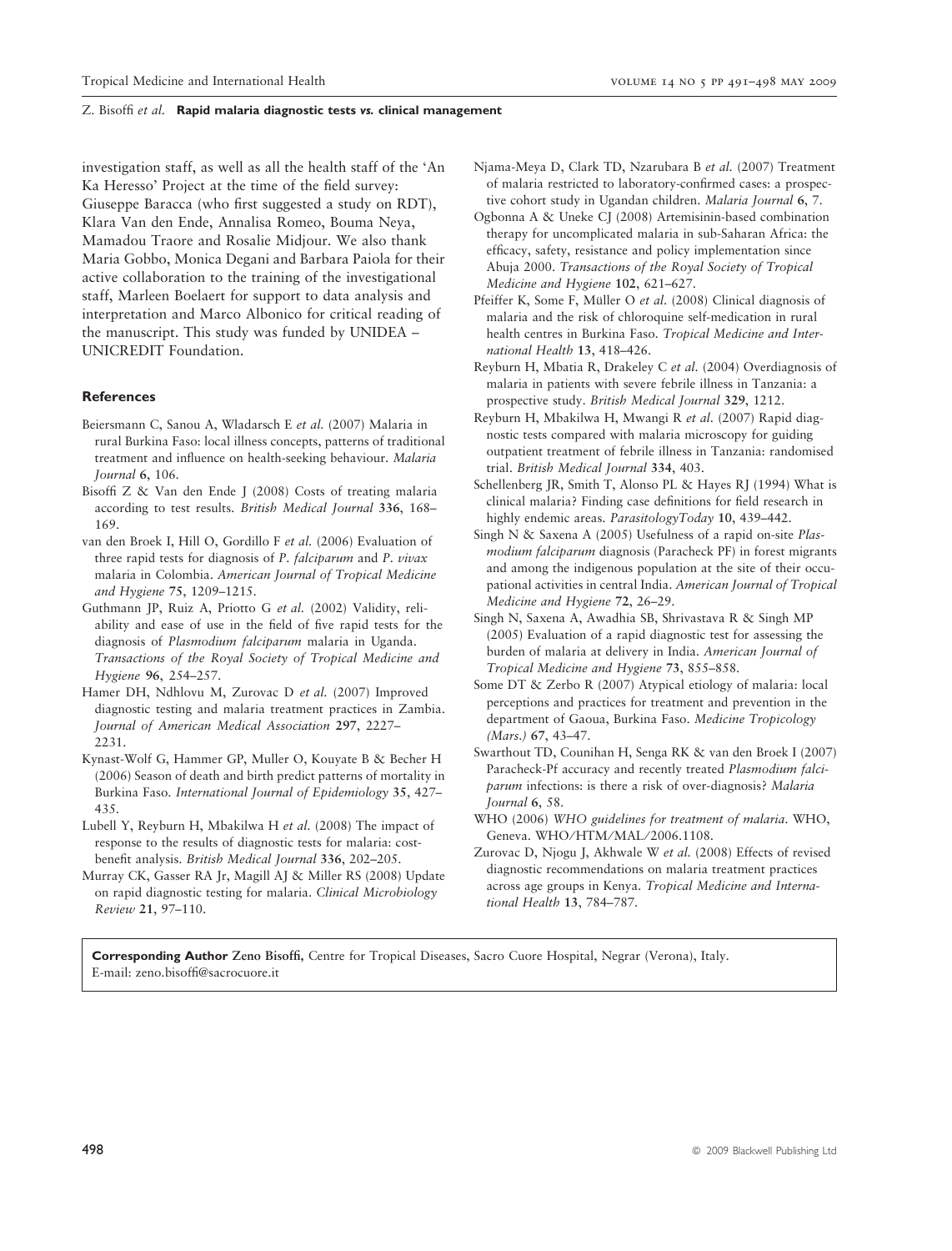investigation staff, as well as all the health staff of the 'An Ka Heresso' Project at the time of the field survey: Giuseppe Baracca (who first suggested a study on RDT), Klara Van den Ende, Annalisa Romeo, Bouma Neya, Mamadou Traore and Rosalie Midjour. We also thank Maria Gobbo, Monica Degani and Barbara Paiola for their active collaboration to the training of the investigational staff, Marleen Boelaert for support to data analysis and interpretation and Marco Albonico for critical reading of the manuscript. This study was funded by UNIDEA – UNICREDIT Foundation.

## References

Beiersmann C, Sanou A, Wladarsch E *et al.* (2007) Malaria in rural Burkina Faso: local illness concepts, patterns of traditional treatment and influence on health-seeking behaviour. *Malaria Journal* **6**, 106.

Bisoffi Z & Van den Ende J (2008) Costs of treating malaria according to test results. *British Medical Journal* **336**, 168–169.

van den Broek I, Hill O, Gordillo F *et al.* (2006) Evaluation of three rapid tests for diagnosis of *P. falciparum* and *P. vivax* malaria in Colombia. *American Journal of Tropical Medicine and Hygiene* **75**, 1209–1215.

Guthmann JP, Ruiz A, Priotto G *et al.* (2002) Validity, reliability and ease of use in the field of five rapid tests for the diagnosis of *Plasmodium falciparum* malaria in Uganda. *Transactions of the Royal Society of Tropical Medicine and Hygiene* **96**, 254–257.

Hamer DH, Ndhlovu M, Zurovac D *et al.* (2007) Improved diagnostic testing and malaria treatment practices in Zambia. *Journal of American Medical Association* **297**, 2227–2231.

Kynast-Wolf G, Hammer GP, Muller O, Kouyate B & Becher H (2006) Season of death and birth predict patterns of mortality in Burkina Faso. *International Journal of Epidemiology* **35**, 427–435.

Lubell Y, Reyburn H, Mbakilwa H *et al.* (2008) The impact of response to the results of diagnostic tests for malaria: cost-benefit analysis. *British Medical Journal* **336**, 202–205.

Murray CK, Gasser RA Jr, Magill AJ & Miller RS (2008) Update on rapid diagnostic testing for malaria. *Clinical Microbiology Review* **21**, 97–110.

Njama-Meya D, Clark TD, Nzarubara B *et al.* (2007) Treatment of malaria restricted to laboratory-confirmed cases: a prospective cohort study in Ugandan children. *Malaria Journal* **6**, 7.

Ogbonna A & Uneke CJ (2008) Artemisinin-based combination therapy for uncomplicated malaria in sub-Saharan Africa: the efficacy, safety, resistance and policy implementation since Abuja 2000. *Transactions of the Royal Society of Tropical Medicine and Hygiene* **102**, 621–627.

Pfeiffer K, Some F, Müller O *et al.* (2008) Clinical diagnosis of malaria and the risk of chloroquine self-medication in rural health centres in Burkina Faso. *Tropical Medicine and International Health* **13**, 418–426.

Reyburn H, Mbatia R, Drakeley C *et al.* (2004) Overdiagnosis of malaria in patients with severe febrile illness in Tanzania: a prospective study. *British Medical Journal* **329**, 1212.

Reyburn H, Mbakilwa H, Mwangi R *et al.* (2007) Rapid diagnostic tests compared with malaria microscopy for guiding outpatient treatment of febrile illness in Tanzania: randomised trial. *British Medical Journal* **334**, 403.

Schellenberg JR, Smith T, Alonso PL & Hayes RJ (1994) What is clinical malaria? Finding case definitions for field research in highly endemic areas. *ParasitologyToday* **10**, 439–442.

Singh N & Saxena A (2005) Usefulness of a rapid on-site *Plasmodium falciparum* diagnosis (Paracheck PF) in forest migrants and among the indigenous population at the site of their occupational activities in central India. *American Journal of Tropical Medicine and Hygiene* **72**, 26–29.

Singh N, Saxena A, Awadhia SB, Shrivastava R & Singh MP (2005) Evaluation of a rapid diagnostic test for assessing the burden of malaria at delivery in India. *American Journal of Tropical Medicine and Hygiene* **73**, 855–858.

Some DT & Zerbo R (2007) Atypical etiology of malaria: local perceptions and practices for treatment and prevention in the department of Gaoua, Burkina Faso. *Medicine Tropicology (Mars.)* **67**, 43–47.

Swarthout TD, Counihan H, Senga RK & van den Broek I (2007) Paracheck-Pf accuracy and recently treated *Plasmodium falciparum* infections: is there a risk of over-diagnosis? *Malaria Journal* **6**, 58.

WHO (2006) *WHO guidelines for treatment of malaria*. WHO, Geneva. WHO/HTM/MAL/2006.1108.

Zurovac D, Njogu J, Akhwale W *et al.* (2008) Effects of revised diagnostic recommendations on malaria treatment practices across age groups in Kenya. *Tropical Medicine and International Health* **13**, 784–787.

**Corresponding Author Zeno Bisoffi,** Centre for Tropical Diseases, Sacro Cuore Hospital, Negrar (Verona), Italy. E-mail: zeno.bisoffi@sacrocuore.it